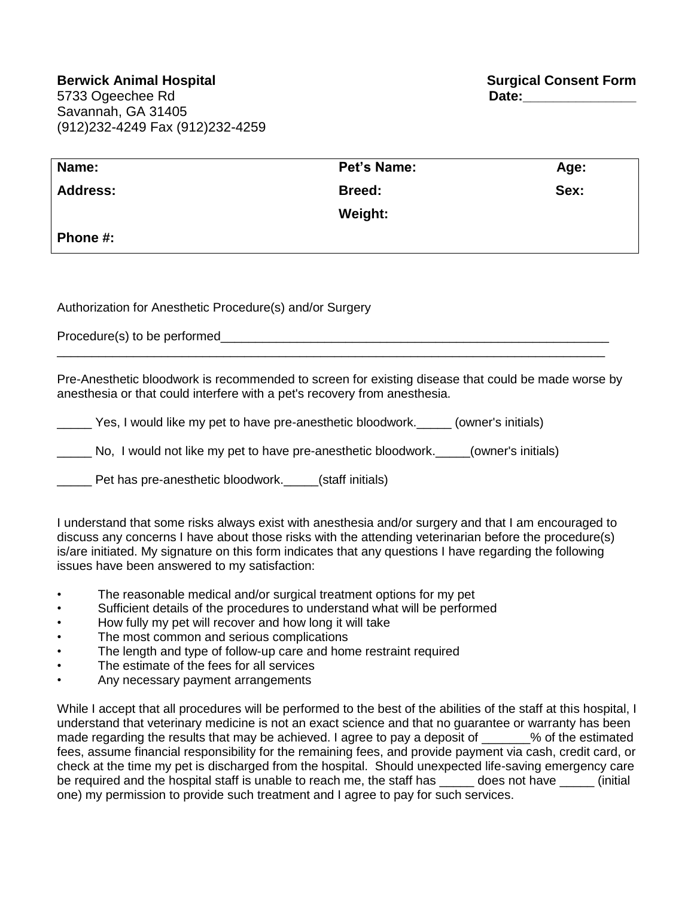**Berwick Animal Hospital**
5733 Ogeechee Rd
Savannah, GA 31405
(912)232-4249 Fax (912)232-4259

**Surgical Consent Form**
**Date:_______________**

| **Name:** | **Pet's Name:** | **Age:** |
|---|---|---|
| **Address:** | **Breed:** | **Sex:** |
| | **Weight:** | |
| **Phone #:** | | |

Authorization for Anesthetic Procedure(s) and/or Surgery

Procedure(s) to be performed___________________________________________________________
_________________________________________________________________________________

Pre-Anesthetic bloodwork is recommended to screen for existing disease that could be made worse by anesthesia or that could interfere with a pet's recovery from anesthesia.

_____ Yes, I would like my pet to have pre-anesthetic bloodwork._____ (owner's initials)

_____ No, I would not like my pet to have pre-anesthetic bloodwork._____(owner's initials)

_____ Pet has pre-anesthetic bloodwork._____(staff initials)

I understand that some risks always exist with anesthesia and/or surgery and that I am encouraged to discuss any concerns I have about those risks with the attending veterinarian before the procedure(s) is/are initiated. My signature on this form indicates that any questions I have regarding the following issues have been answered to my satisfaction:

- The reasonable medical and/or surgical treatment options for my pet
- Sufficient details of the procedures to understand what will be performed
- How fully my pet will recover and how long it will take
- The most common and serious complications
- The length and type of follow-up care and home restraint required
- The estimate of the fees for all services
- Any necessary payment arrangements

While I accept that all procedures will be performed to the best of the abilities of the staff at this hospital, I understand that veterinary medicine is not an exact science and that no guarantee or warranty has been made regarding the results that may be achieved. I agree to pay a deposit of _______% of the estimated fees, assume financial responsibility for the remaining fees, and provide payment via cash, credit card, or check at the time my pet is discharged from the hospital. Should unexpected life-saving emergency care be required and the hospital staff is unable to reach me, the staff has _____ does not have _____ (initial one) my permission to provide such treatment and I agree to pay for such services.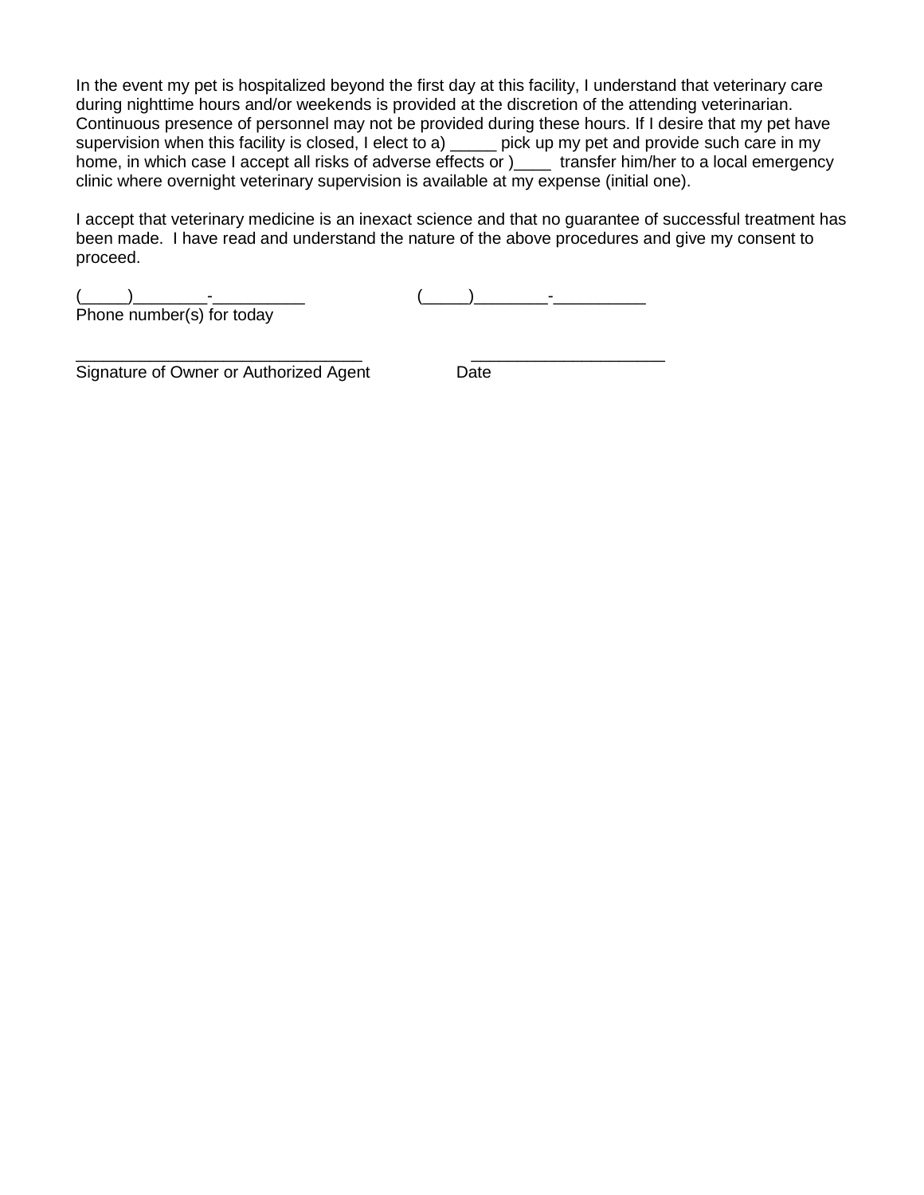In the event my pet is hospitalized beyond the first day at this facility, I understand that veterinary care during nighttime hours and/or weekends is provided at the discretion of the attending veterinarian. Continuous presence of personnel may not be provided during these hours. If I desire that my pet have supervision when this facility is closed, I elect to a) _____ pick up my pet and provide such care in my home, in which case I accept all risks of adverse effects or )____ transfer him/her to a local emergency clinic where overnight veterinary supervision is available at my expense (initial one).

I accept that veterinary medicine is an inexact science and that no guarantee of successful treatment has been made. I have read and understand the nature of the above procedures and give my consent to proceed.

(_____)________-__________ (_____)________-__________
Phone number(s) for today

_______________________________ _____________________
Signature of Owner or Authorized Agent Date